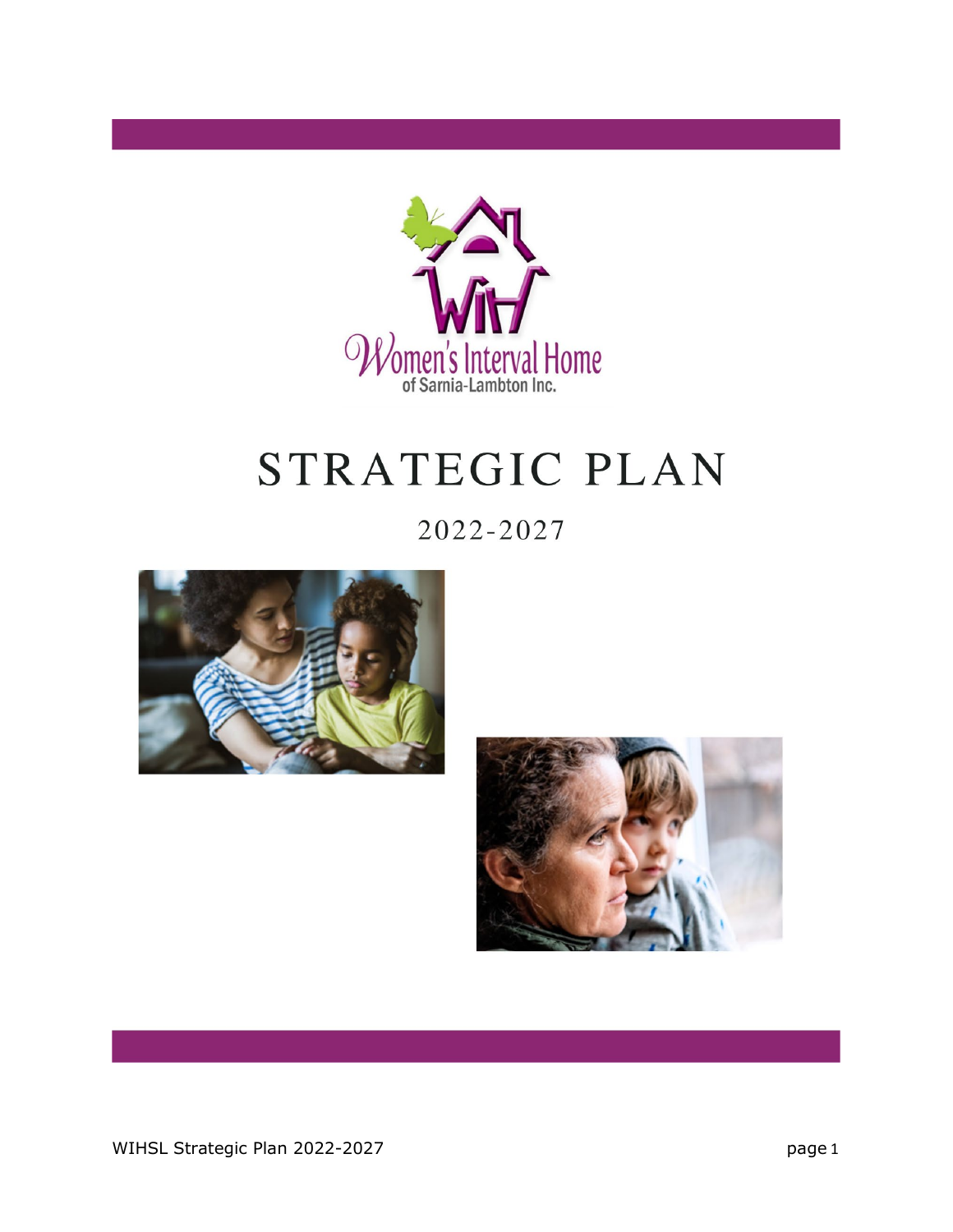Women's Interval Home of Sarnia-Lambton Inc.

# STRATEGIC PLAN

## 2022-2027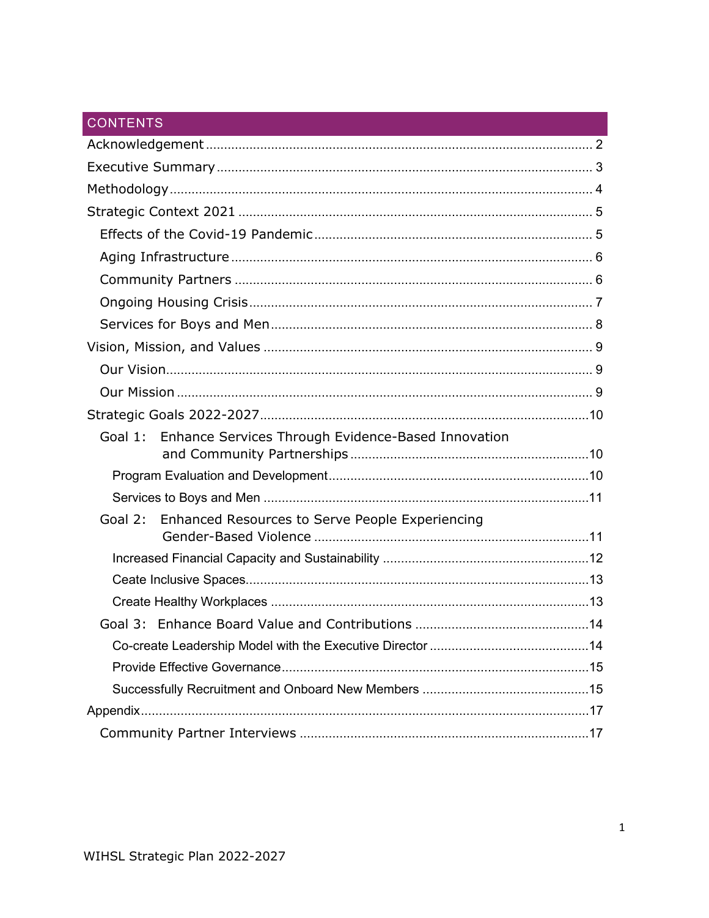## CONTENTS

- Acknowledgement ... 2
- Executive Summary ... 3
- Methodology ... 4
- Strategic Context 2021 ... 5
  - Effects of the Covid-19 Pandemic ... 5
  - Aging Infrastructure ... 6
  - Community Partners ... 6
  - Ongoing Housing Crisis ... 7
  - Services for Boys and Men ... 8
- Vision, Mission, and Values ... 9
  - Our Vision ... 9
  - Our Mission ... 9
- Strategic Goals 2022-2027 ... 10
  - Goal 1: Enhance Services Through Evidence-Based Innovation and Community Partnerships ... 10
    - Program Evaluation and Development ... 10
    - Services to Boys and Men ... 11
  - Goal 2: Enhanced Resources to Serve People Experiencing Gender-Based Violence ... 11
    - Increased Financial Capacity and Sustainability ... 12
    - Ceate Inclusive Spaces ... 13
    - Create Healthy Workplaces ... 13
  - Goal 3: Enhance Board Value and Contributions ... 14
    - Co-create Leadership Model with the Executive Director ... 14
    - Provide Effective Governance ... 15
    - Successfully Recruitment and Onboard New Members ... 15
- Appendix ... 17
  - Community Partner Interviews ... 17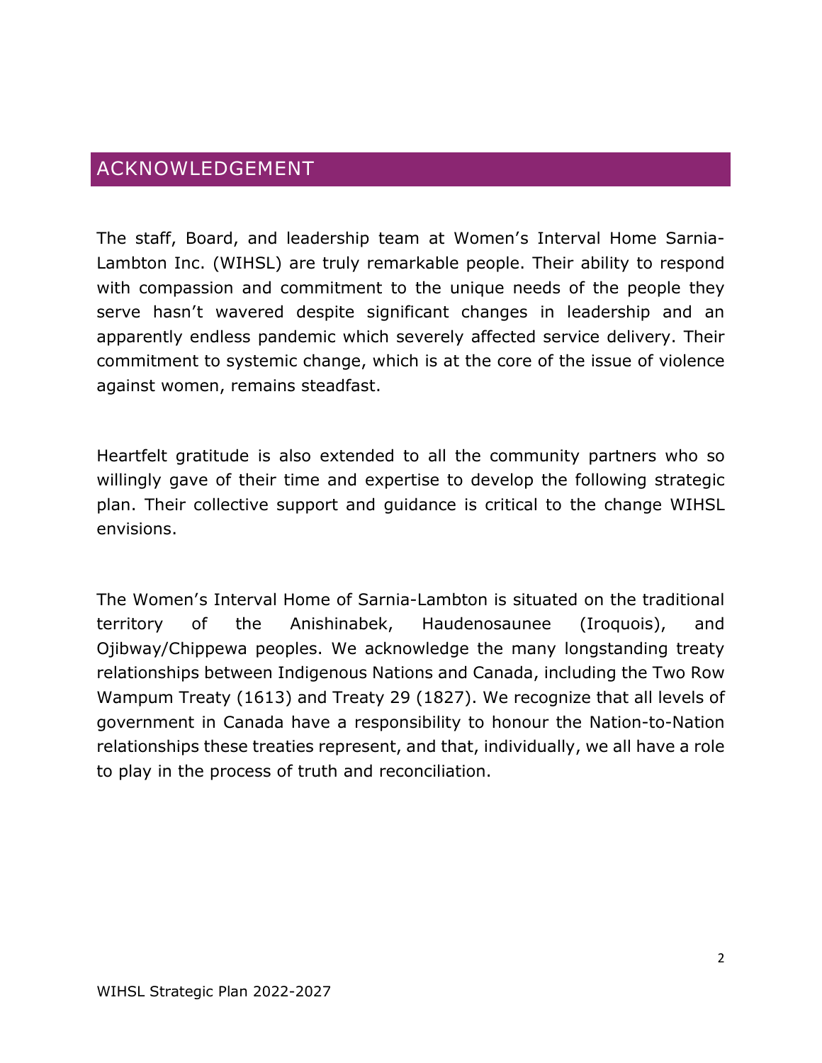# ACKNOWLEDGEMENT

The staff, Board, and leadership team at Women's Interval Home Sarnia-Lambton Inc. (WIHSL) are truly remarkable people. Their ability to respond with compassion and commitment to the unique needs of the people they serve hasn't wavered despite significant changes in leadership and an apparently endless pandemic which severely affected service delivery. Their commitment to systemic change, which is at the core of the issue of violence against women, remains steadfast.

Heartfelt gratitude is also extended to all the community partners who so willingly gave of their time and expertise to develop the following strategic plan. Their collective support and guidance is critical to the change WIHSL envisions.

The Women's Interval Home of Sarnia-Lambton is situated on the traditional territory of the Anishinabek, Haudenosaunee (Iroquois), and Ojibway/Chippewa peoples. We acknowledge the many longstanding treaty relationships between Indigenous Nations and Canada, including the Two Row Wampum Treaty (1613) and Treaty 29 (1827). We recognize that all levels of government in Canada have a responsibility to honour the Nation-to-Nation relationships these treaties represent, and that, individually, we all have a role to play in the process of truth and reconciliation.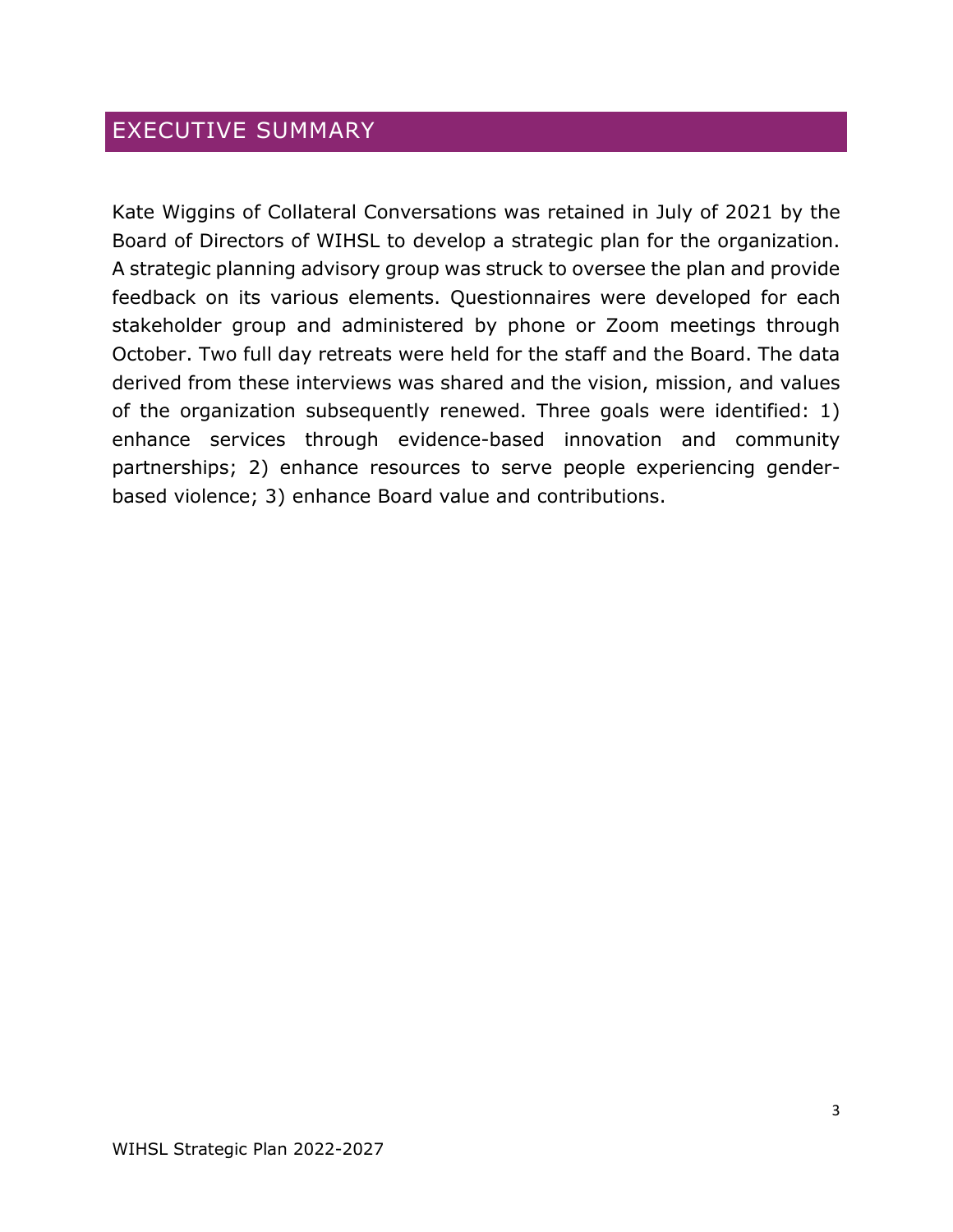# EXECUTIVE SUMMARY

Kate Wiggins of Collateral Conversations was retained in July of 2021 by the Board of Directors of WIHSL to develop a strategic plan for the organization. A strategic planning advisory group was struck to oversee the plan and provide feedback on its various elements. Questionnaires were developed for each stakeholder group and administered by phone or Zoom meetings through October. Two full day retreats were held for the staff and the Board. The data derived from these interviews was shared and the vision, mission, and values of the organization subsequently renewed. Three goals were identified: 1) enhance services through evidence-based innovation and community partnerships; 2) enhance resources to serve people experiencing gender-based violence; 3) enhance Board value and contributions.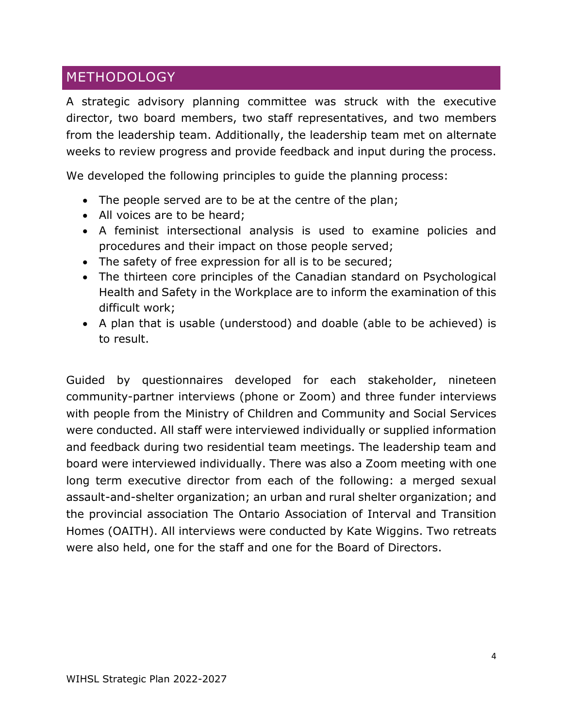## METHODOLOGY

A strategic advisory planning committee was struck with the executive director, two board members, two staff representatives, and two members from the leadership team. Additionally, the leadership team met on alternate weeks to review progress and provide feedback and input during the process.

We developed the following principles to guide the planning process:

- The people served are to be at the centre of the plan;
- All voices are to be heard;
- A feminist intersectional analysis is used to examine policies and procedures and their impact on those people served;
- The safety of free expression for all is to be secured;
- The thirteen core principles of the Canadian standard on Psychological Health and Safety in the Workplace are to inform the examination of this difficult work;
- A plan that is usable (understood) and doable (able to be achieved) is to result.

Guided by questionnaires developed for each stakeholder, nineteen community-partner interviews (phone or Zoom) and three funder interviews with people from the Ministry of Children and Community and Social Services were conducted. All staff were interviewed individually or supplied information and feedback during two residential team meetings. The leadership team and board were interviewed individually. There was also a Zoom meeting with one long term executive director from each of the following: a merged sexual assault-and-shelter organization; an urban and rural shelter organization; and the provincial association The Ontario Association of Interval and Transition Homes (OAITH). All interviews were conducted by Kate Wiggins. Two retreats were also held, one for the staff and one for the Board of Directors.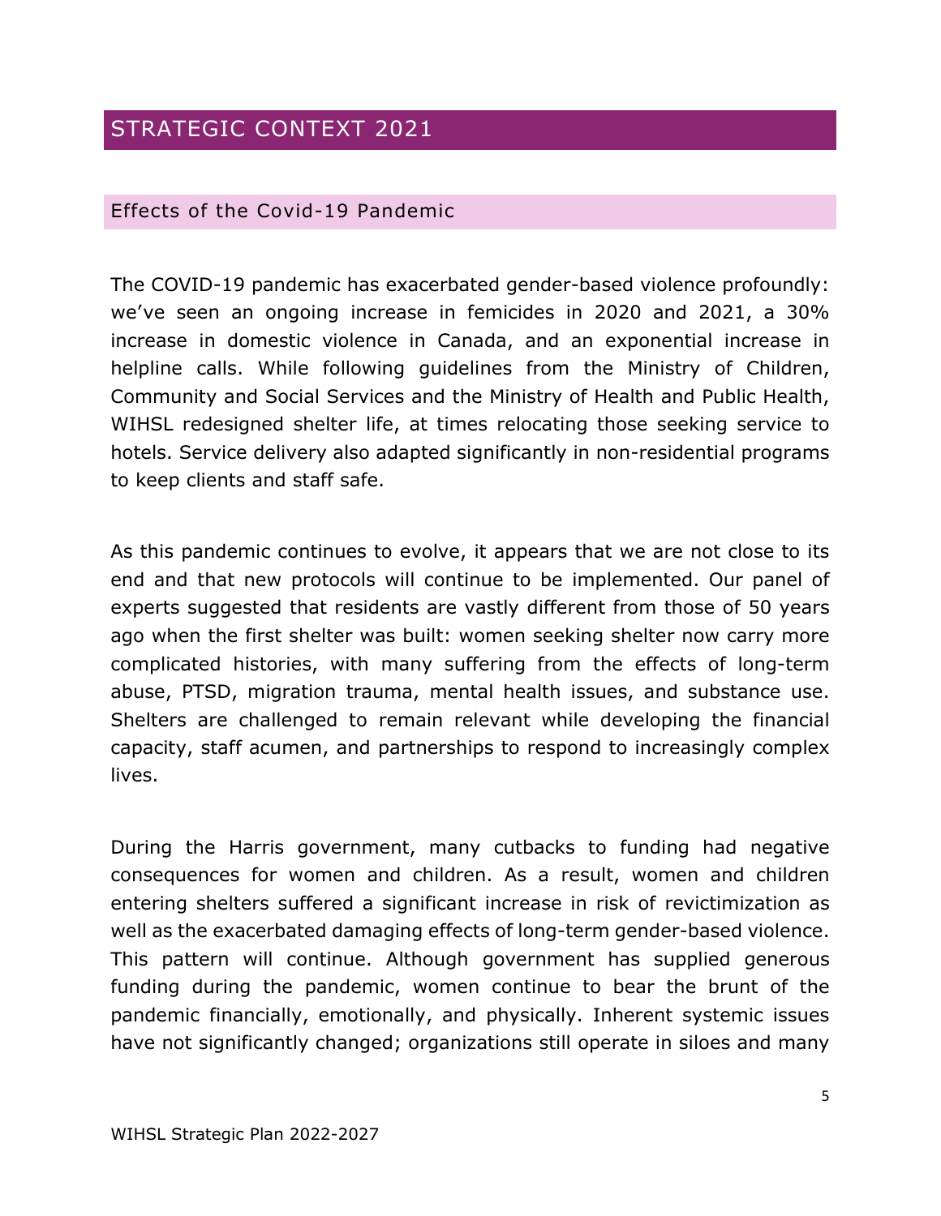# STRATEGIC CONTEXT 2021

## Effects of the Covid-19 Pandemic

The COVID-19 pandemic has exacerbated gender-based violence profoundly: we've seen an ongoing increase in femicides in 2020 and 2021, a 30% increase in domestic violence in Canada, and an exponential increase in helpline calls. While following guidelines from the Ministry of Children, Community and Social Services and the Ministry of Health and Public Health, WIHSL redesigned shelter life, at times relocating those seeking service to hotels. Service delivery also adapted significantly in non-residential programs to keep clients and staff safe.

As this pandemic continues to evolve, it appears that we are not close to its end and that new protocols will continue to be implemented. Our panel of experts suggested that residents are vastly different from those of 50 years ago when the first shelter was built: women seeking shelter now carry more complicated histories, with many suffering from the effects of long-term abuse, PTSD, migration trauma, mental health issues, and substance use. Shelters are challenged to remain relevant while developing the financial capacity, staff acumen, and partnerships to respond to increasingly complex lives.

During the Harris government, many cutbacks to funding had negative consequences for women and children. As a result, women and children entering shelters suffered a significant increase in risk of revictimization as well as the exacerbated damaging effects of long-term gender-based violence. This pattern will continue. Although government has supplied generous funding during the pandemic, women continue to bear the brunt of the pandemic financially, emotionally, and physically. Inherent systemic issues have not significantly changed; organizations still operate in siloes and many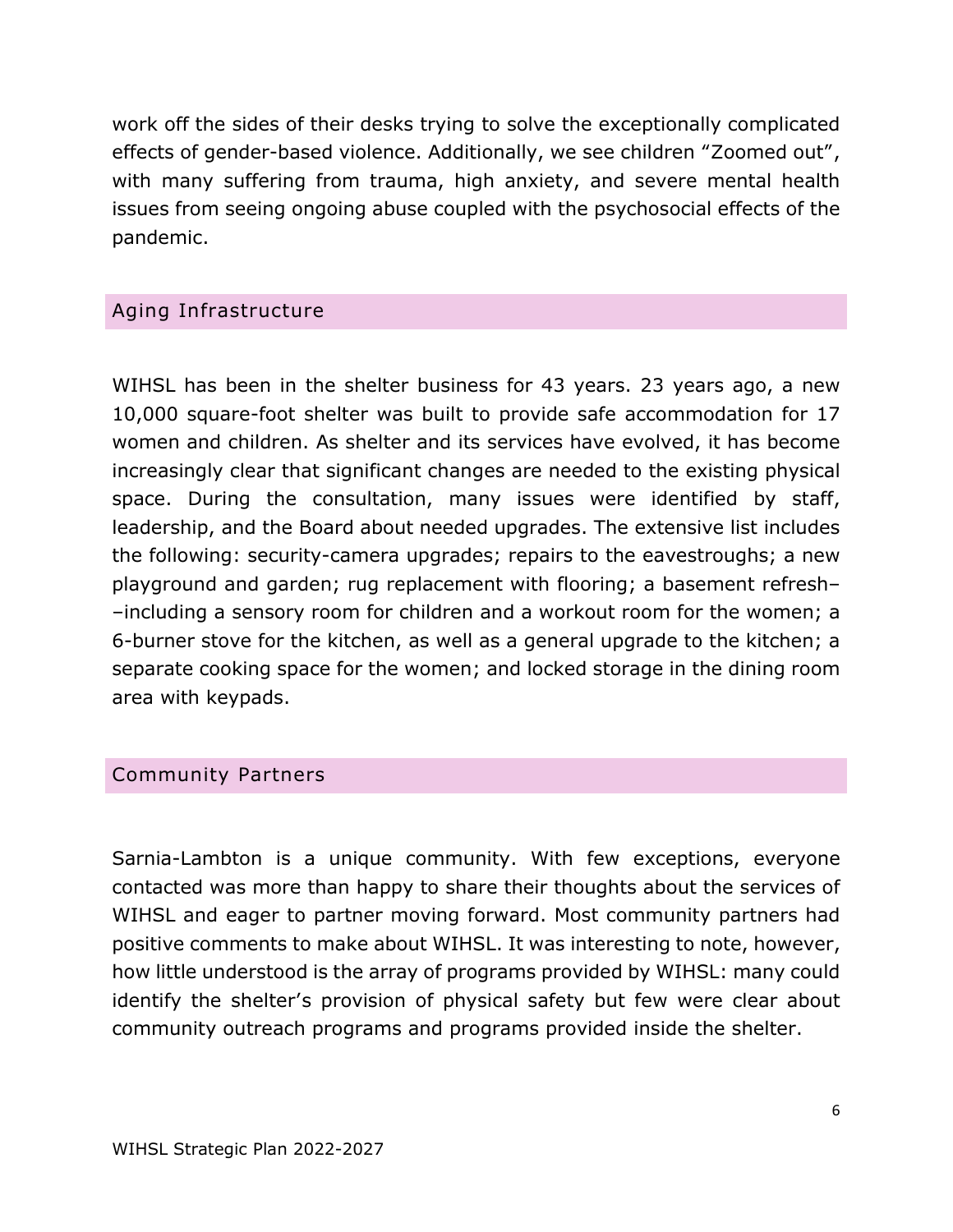work off the sides of their desks trying to solve the exceptionally complicated effects of gender-based violence. Additionally, we see children "Zoomed out", with many suffering from trauma, high anxiety, and severe mental health issues from seeing ongoing abuse coupled with the psychosocial effects of the pandemic.

## Aging Infrastructure

WIHSL has been in the shelter business for 43 years. 23 years ago, a new 10,000 square-foot shelter was built to provide safe accommodation for 17 women and children. As shelter and its services have evolved, it has become increasingly clear that significant changes are needed to the existing physical space. During the consultation, many issues were identified by staff, leadership, and the Board about needed upgrades. The extensive list includes the following: security-camera upgrades; repairs to the eavestroughs; a new playground and garden; rug replacement with flooring; a basement refresh––including a sensory room for children and a workout room for the women; a 6-burner stove for the kitchen, as well as a general upgrade to the kitchen; a separate cooking space for the women; and locked storage in the dining room area with keypads.

## Community Partners

Sarnia-Lambton is a unique community. With few exceptions, everyone contacted was more than happy to share their thoughts about the services of WIHSL and eager to partner moving forward. Most community partners had positive comments to make about WIHSL. It was interesting to note, however, how little understood is the array of programs provided by WIHSL: many could identify the shelter's provision of physical safety but few were clear about community outreach programs and programs provided inside the shelter.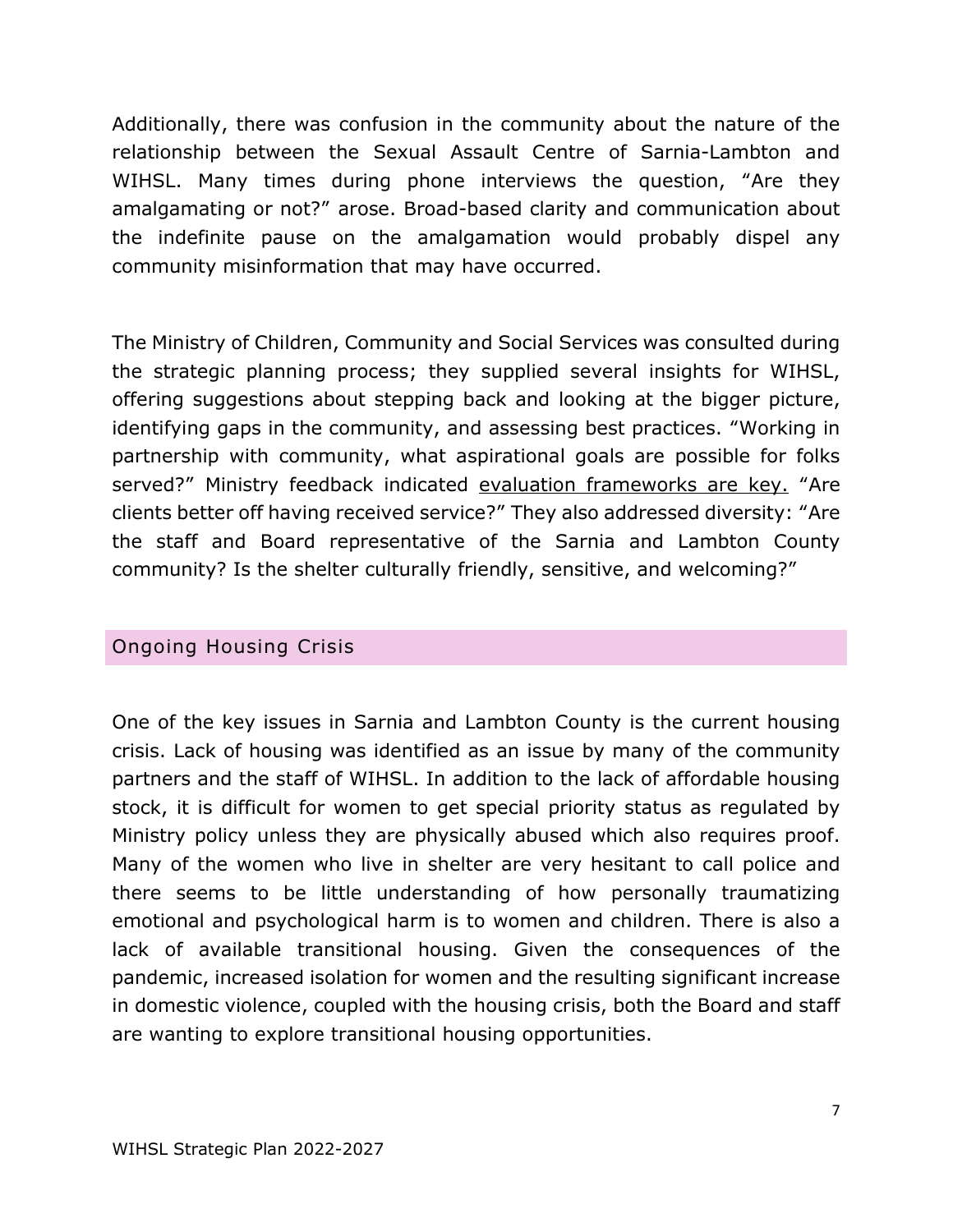Additionally, there was confusion in the community about the nature of the relationship between the Sexual Assault Centre of Sarnia-Lambton and WIHSL. Many times during phone interviews the question, "Are they amalgamating or not?" arose. Broad-based clarity and communication about the indefinite pause on the amalgamation would probably dispel any community misinformation that may have occurred.

The Ministry of Children, Community and Social Services was consulted during the strategic planning process; they supplied several insights for WIHSL, offering suggestions about stepping back and looking at the bigger picture, identifying gaps in the community, and assessing best practices. "Working in partnership with community, what aspirational goals are possible for folks served?" Ministry feedback indicated <u>evaluation frameworks are key.</u> "Are clients better off having received service?" They also addressed diversity: "Are the staff and Board representative of the Sarnia and Lambton County community? Is the shelter culturally friendly, sensitive, and welcoming?"

## Ongoing Housing Crisis

One of the key issues in Sarnia and Lambton County is the current housing crisis. Lack of housing was identified as an issue by many of the community partners and the staff of WIHSL. In addition to the lack of affordable housing stock, it is difficult for women to get special priority status as regulated by Ministry policy unless they are physically abused which also requires proof. Many of the women who live in shelter are very hesitant to call police and there seems to be little understanding of how personally traumatizing emotional and psychological harm is to women and children. There is also a lack of available transitional housing. Given the consequences of the pandemic, increased isolation for women and the resulting significant increase in domestic violence, coupled with the housing crisis, both the Board and staff are wanting to explore transitional housing opportunities.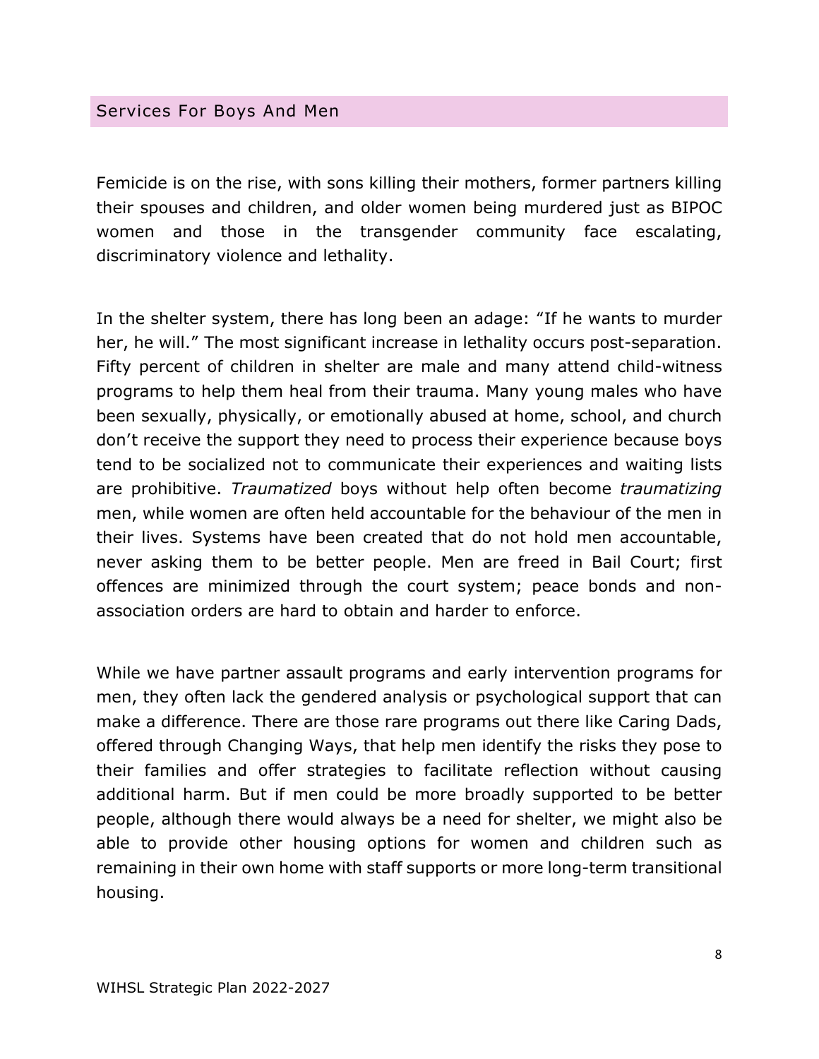## Services For Boys And Men

Femicide is on the rise, with sons killing their mothers, former partners killing their spouses and children, and older women being murdered just as BIPOC women and those in the transgender community face escalating, discriminatory violence and lethality.

In the shelter system, there has long been an adage: "If he wants to murder her, he will." The most significant increase in lethality occurs post-separation. Fifty percent of children in shelter are male and many attend child-witness programs to help them heal from their trauma. Many young males who have been sexually, physically, or emotionally abused at home, school, and church don't receive the support they need to process their experience because boys tend to be socialized not to communicate their experiences and waiting lists are prohibitive. *Traumatized* boys without help often become *traumatizing* men, while women are often held accountable for the behaviour of the men in their lives. Systems have been created that do not hold men accountable, never asking them to be better people. Men are freed in Bail Court; first offences are minimized through the court system; peace bonds and non-association orders are hard to obtain and harder to enforce.

While we have partner assault programs and early intervention programs for men, they often lack the gendered analysis or psychological support that can make a difference. There are those rare programs out there like Caring Dads, offered through Changing Ways, that help men identify the risks they pose to their families and offer strategies to facilitate reflection without causing additional harm. But if men could be more broadly supported to be better people, although there would always be a need for shelter, we might also be able to provide other housing options for women and children such as remaining in their own home with staff supports or more long-term transitional housing.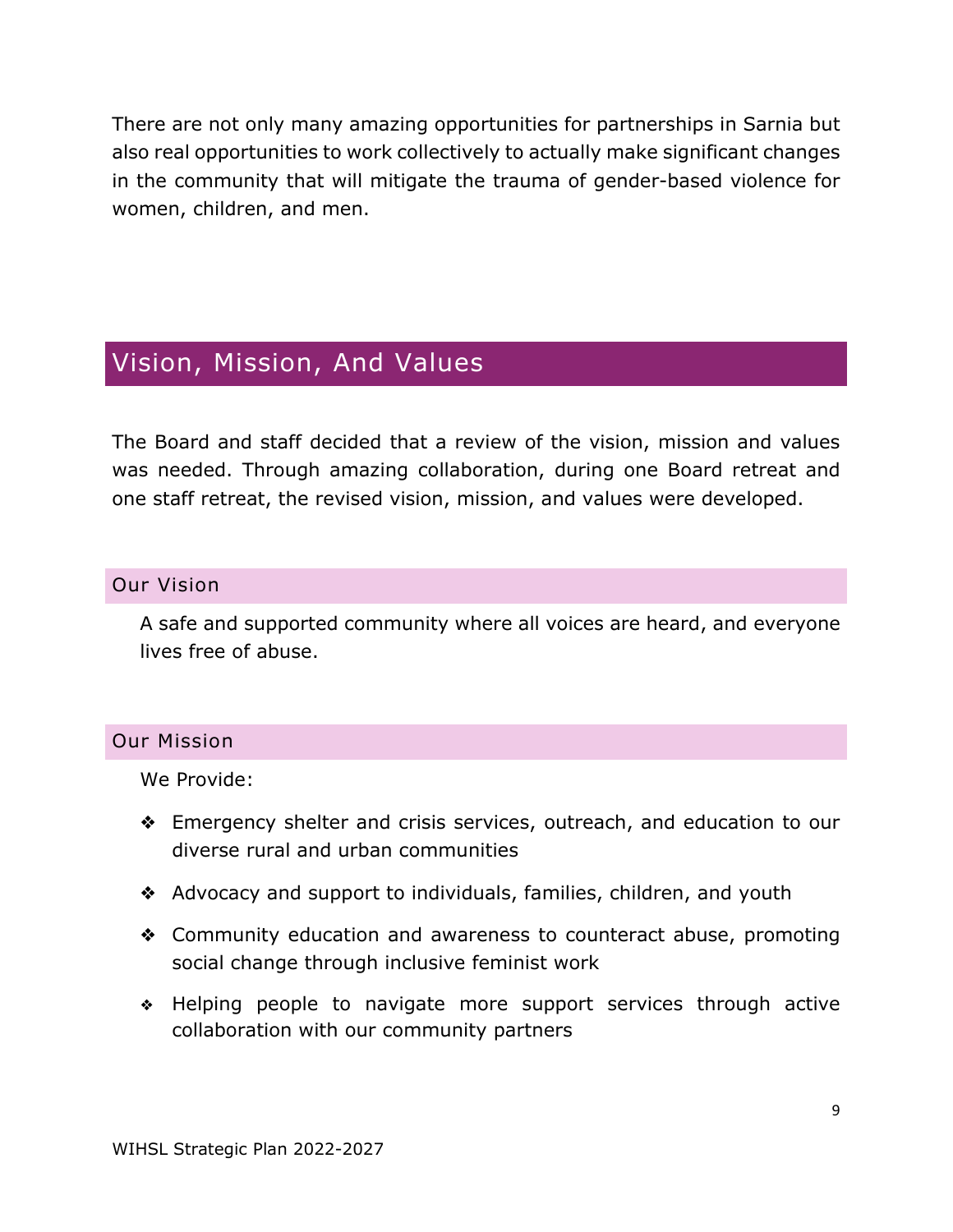There are not only many amazing opportunities for partnerships in Sarnia but also real opportunities to work collectively to actually make significant changes in the community that will mitigate the trauma of gender-based violence for women, children, and men.

## Vision, Mission, And Values

The Board and staff decided that a review of the vision, mission and values was needed. Through amazing collaboration, during one Board retreat and one staff retreat, the revised vision, mission, and values were developed.

### Our Vision

A safe and supported community where all voices are heard, and everyone lives free of abuse.

### Our Mission

We Provide:

- Emergency shelter and crisis services, outreach, and education to our diverse rural and urban communities
- Advocacy and support to individuals, families, children, and youth
- Community education and awareness to counteract abuse, promoting social change through inclusive feminist work
- Helping people to navigate more support services through active collaboration with our community partners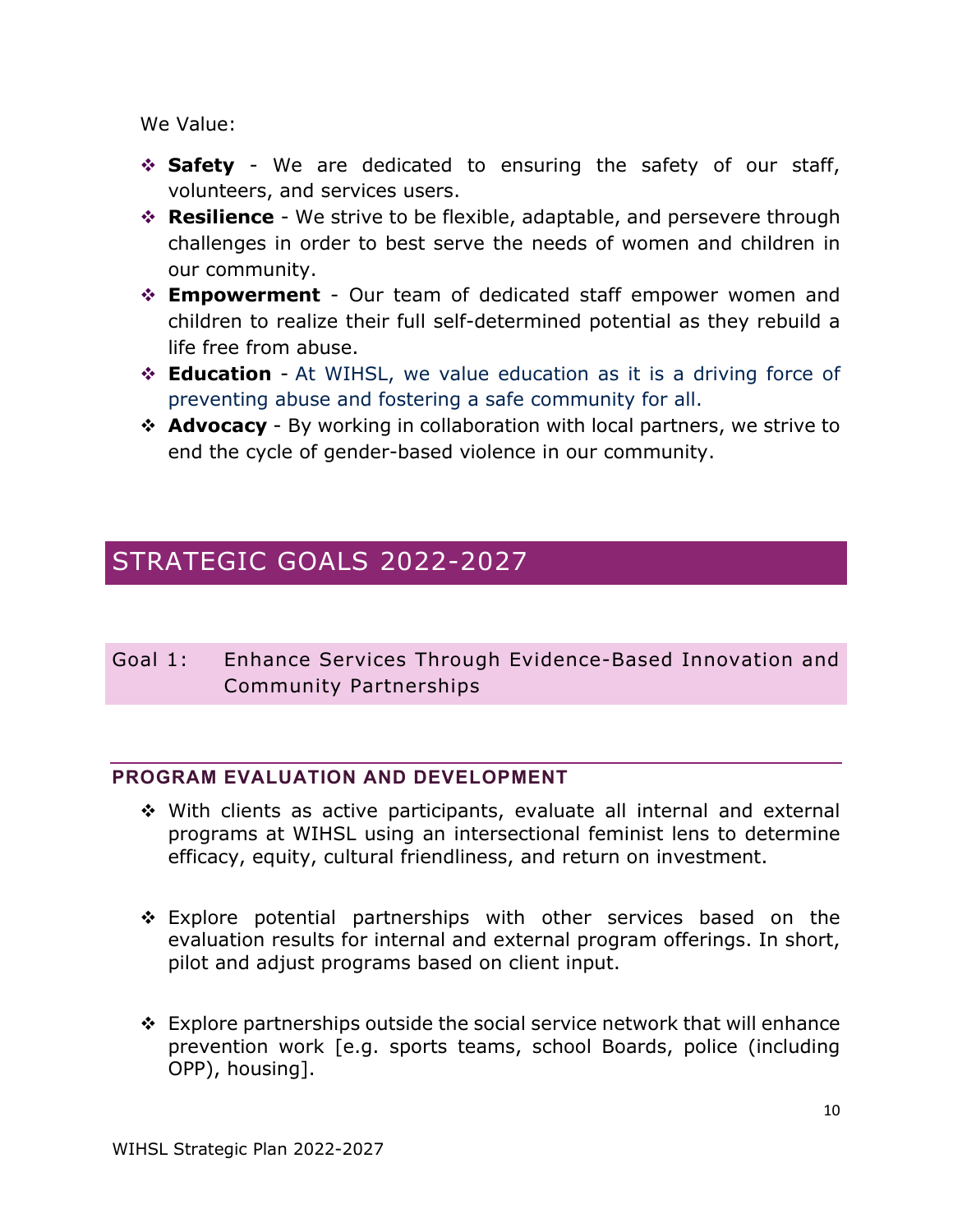We Value:

- **Safety** - We are dedicated to ensuring the safety of our staff, volunteers, and services users.
- **Resilience** - We strive to be flexible, adaptable, and persevere through challenges in order to best serve the needs of women and children in our community.
- **Empowerment** - Our team of dedicated staff empower women and children to realize their full self-determined potential as they rebuild a life free from abuse.
- **Education** - At WIHSL, we value education as it is a driving force of preventing abuse and fostering a safe community for all.
- **Advocacy** - By working in collaboration with local partners, we strive to end the cycle of gender-based violence in our community.

## STRATEGIC GOALS 2022-2027

### Goal 1: Enhance Services Through Evidence-Based Innovation and Community Partnerships

#### PROGRAM EVALUATION AND DEVELOPMENT

- With clients as active participants, evaluate all internal and external programs at WIHSL using an intersectional feminist lens to determine efficacy, equity, cultural friendliness, and return on investment.

- Explore potential partnerships with other services based on the evaluation results for internal and external program offerings. In short, pilot and adjust programs based on client input.

- Explore partnerships outside the social service network that will enhance prevention work [e.g. sports teams, school Boards, police (including OPP), housing].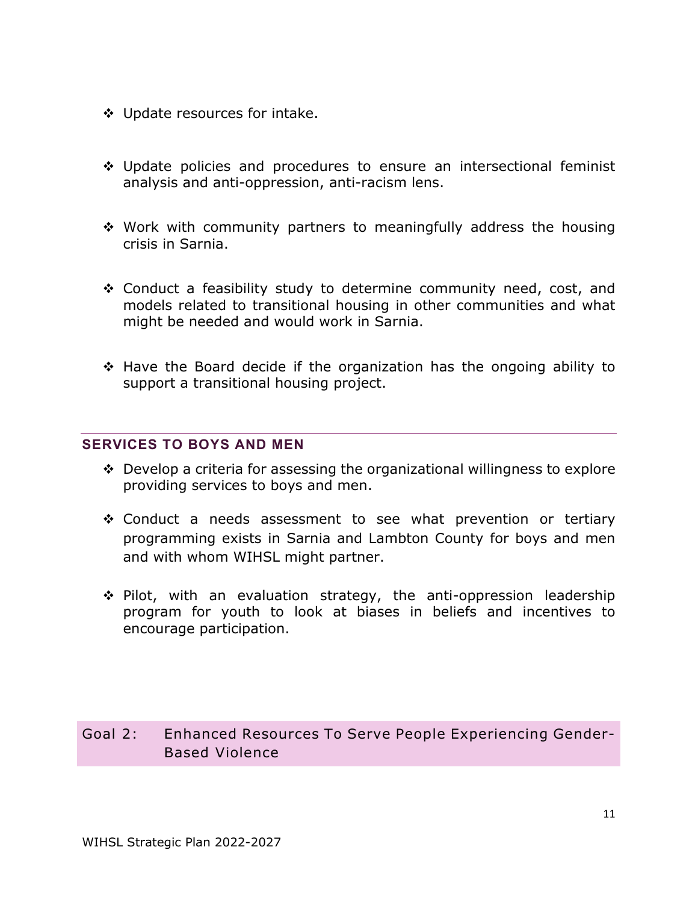- Update resources for intake.

- Update policies and procedures to ensure an intersectional feminist analysis and anti-oppression, anti-racism lens.

- Work with community partners to meaningfully address the housing crisis in Sarnia.

- Conduct a feasibility study to determine community need, cost, and models related to transitional housing in other communities and what might be needed and would work in Sarnia.

- Have the Board decide if the organization has the ongoing ability to support a transitional housing project.

### SERVICES TO BOYS AND MEN

- Develop a criteria for assessing the organizational willingness to explore providing services to boys and men.

- Conduct a needs assessment to see what prevention or tertiary programming exists in Sarnia and Lambton County for boys and men and with whom WIHSL might partner.

- Pilot, with an evaluation strategy, the anti-oppression leadership program for youth to look at biases in beliefs and incentives to encourage participation.

## Goal 2: Enhanced Resources To Serve People Experiencing Gender-Based Violence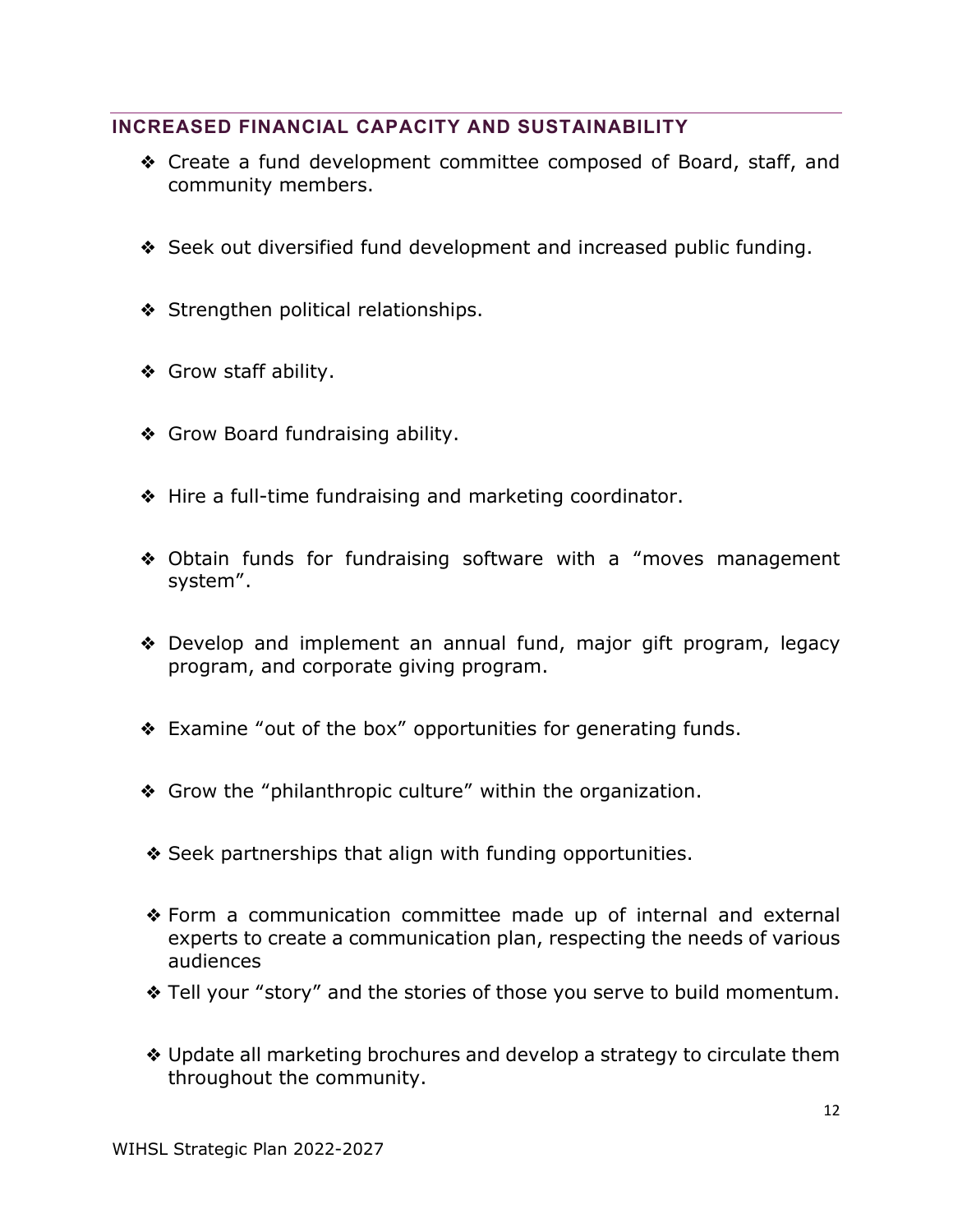## INCREASED FINANCIAL CAPACITY AND SUSTAINABILITY

- Create a fund development committee composed of Board, staff, and community members.
- Seek out diversified fund development and increased public funding.
- Strengthen political relationships.
- Grow staff ability.
- Grow Board fundraising ability.
- Hire a full-time fundraising and marketing coordinator.
- Obtain funds for fundraising software with a "moves management system".
- Develop and implement an annual fund, major gift program, legacy program, and corporate giving program.
- Examine "out of the box" opportunities for generating funds.
- Grow the "philanthropic culture" within the organization.
- Seek partnerships that align with funding opportunities.
- Form a communication committee made up of internal and external experts to create a communication plan, respecting the needs of various audiences
- Tell your "story" and the stories of those you serve to build momentum.
- Update all marketing brochures and develop a strategy to circulate them throughout the community.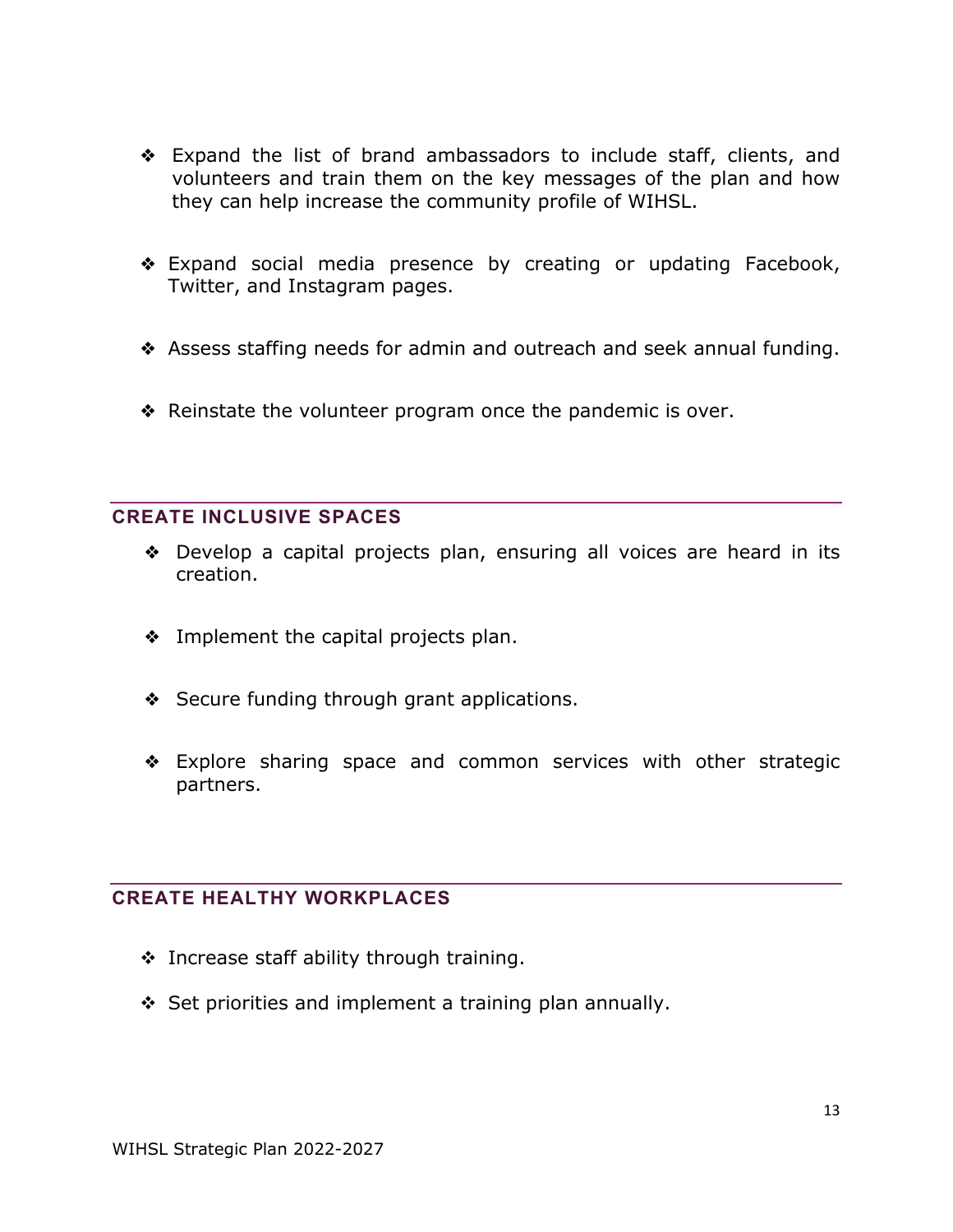- Expand the list of brand ambassadors to include staff, clients, and volunteers and train them on the key messages of the plan and how they can help increase the community profile of WIHSL.

- Expand social media presence by creating or updating Facebook, Twitter, and Instagram pages.

- Assess staffing needs for admin and outreach and seek annual funding.

- Reinstate the volunteer program once the pandemic is over.

## CREATE INCLUSIVE SPACES

- Develop a capital projects plan, ensuring all voices are heard in its creation.

- Implement the capital projects plan.

- Secure funding through grant applications.

- Explore sharing space and common services with other strategic partners.

## CREATE HEALTHY WORKPLACES

- Increase staff ability through training.
- Set priorities and implement a training plan annually.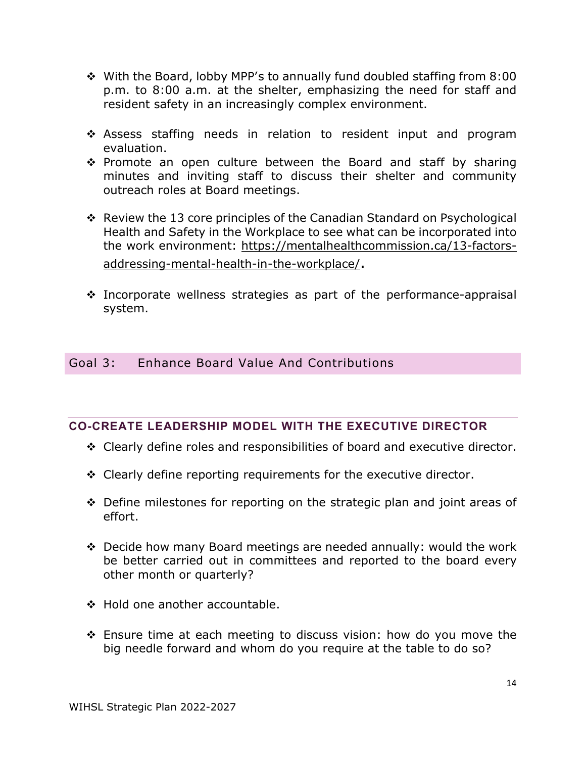- With the Board, lobby MPP's to annually fund doubled staffing from 8:00 p.m. to 8:00 a.m. at the shelter, emphasizing the need for staff and resident safety in an increasingly complex environment.

- Assess staffing needs in relation to resident input and program evaluation.
- Promote an open culture between the Board and staff by sharing minutes and inviting staff to discuss their shelter and community outreach roles at Board meetings.

- Review the 13 core principles of the Canadian Standard on Psychological Health and Safety in the Workplace to see what can be incorporated into the work environment: https://mentalhealthcommission.ca/13-factors-addressing-mental-health-in-the-workplace/.

- Incorporate wellness strategies as part of the performance-appraisal system.

## Goal 3: Enhance Board Value And Contributions

### CO-CREATE LEADERSHIP MODEL WITH THE EXECUTIVE DIRECTOR

- Clearly define roles and responsibilities of board and executive director.

- Clearly define reporting requirements for the executive director.

- Define milestones for reporting on the strategic plan and joint areas of effort.

- Decide how many Board meetings are needed annually: would the work be better carried out in committees and reported to the board every other month or quarterly?

- Hold one another accountable.

- Ensure time at each meeting to discuss vision: how do you move the big needle forward and whom do you require at the table to do so?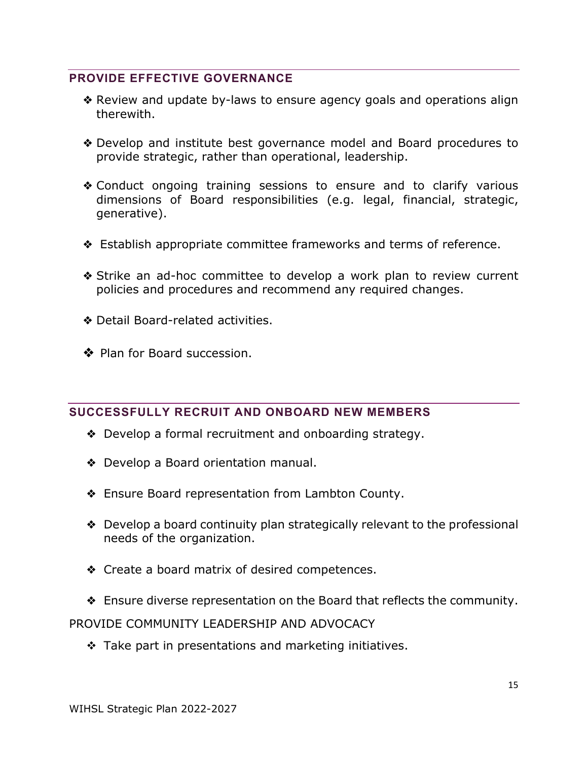## PROVIDE EFFECTIVE GOVERNANCE

- ❖ Review and update by-laws to ensure agency goals and operations align therewith.
- ❖ Develop and institute best governance model and Board procedures to provide strategic, rather than operational, leadership.
- ❖ Conduct ongoing training sessions to ensure and to clarify various dimensions of Board responsibilities (e.g. legal, financial, strategic, generative).
- ❖ Establish appropriate committee frameworks and terms of reference.
- ❖ Strike an ad-hoc committee to develop a work plan to review current policies and procedures and recommend any required changes.
- ❖ Detail Board-related activities.
- ❖ Plan for Board succession.

## SUCCESSFULLY RECRUIT AND ONBOARD NEW MEMBERS

- ❖ Develop a formal recruitment and onboarding strategy.
- ❖ Develop a Board orientation manual.
- ❖ Ensure Board representation from Lambton County.
- ❖ Develop a board continuity plan strategically relevant to the professional needs of the organization.
- ❖ Create a board matrix of desired competences.
- ❖ Ensure diverse representation on the Board that reflects the community.

PROVIDE COMMUNITY LEADERSHIP AND ADVOCACY

- ❖ Take part in presentations and marketing initiatives.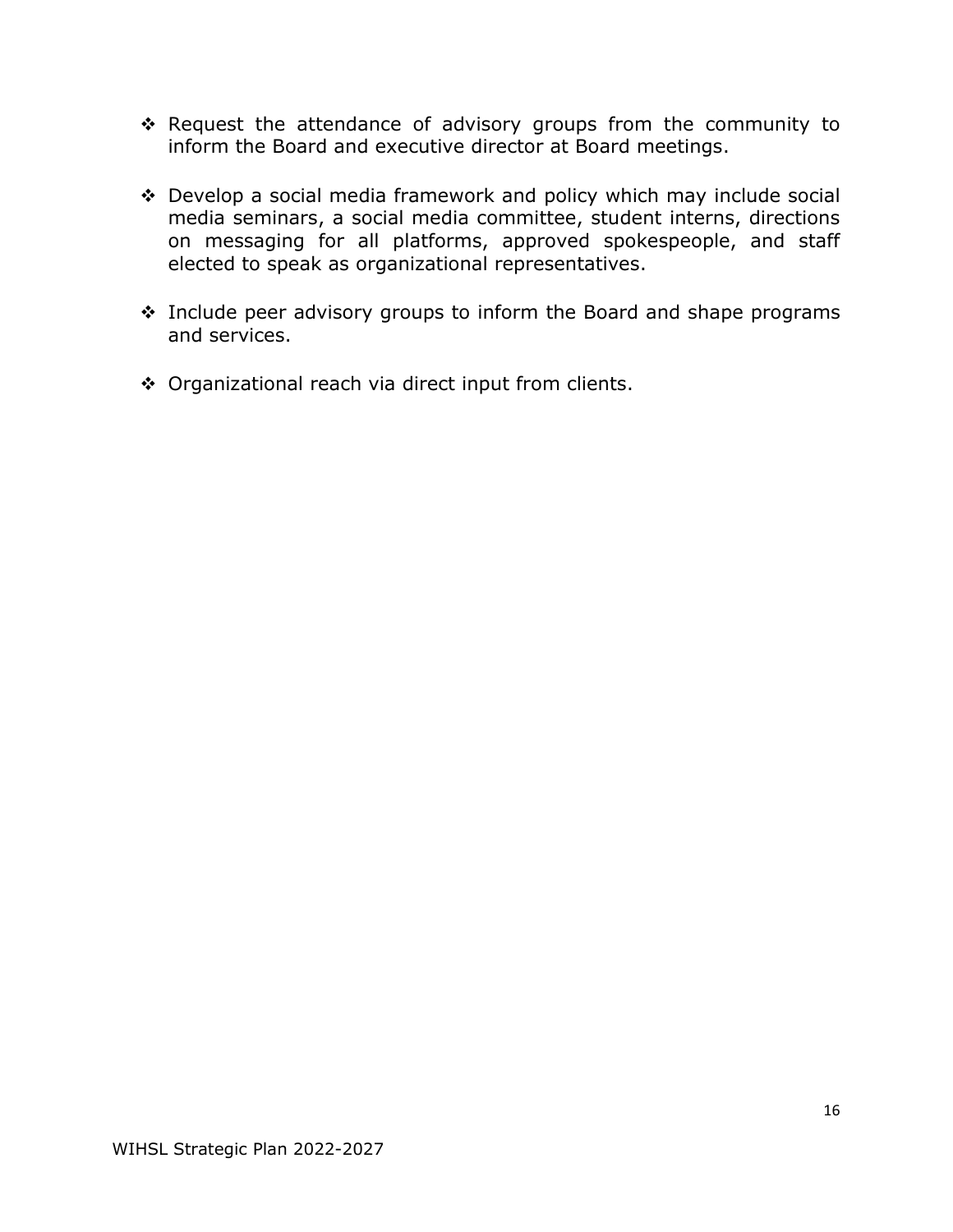- Request the attendance of advisory groups from the community to inform the Board and executive director at Board meetings.

- Develop a social media framework and policy which may include social media seminars, a social media committee, student interns, directions on messaging for all platforms, approved spokespeople, and staff elected to speak as organizational representatives.

- Include peer advisory groups to inform the Board and shape programs and services.

- Organizational reach via direct input from clients.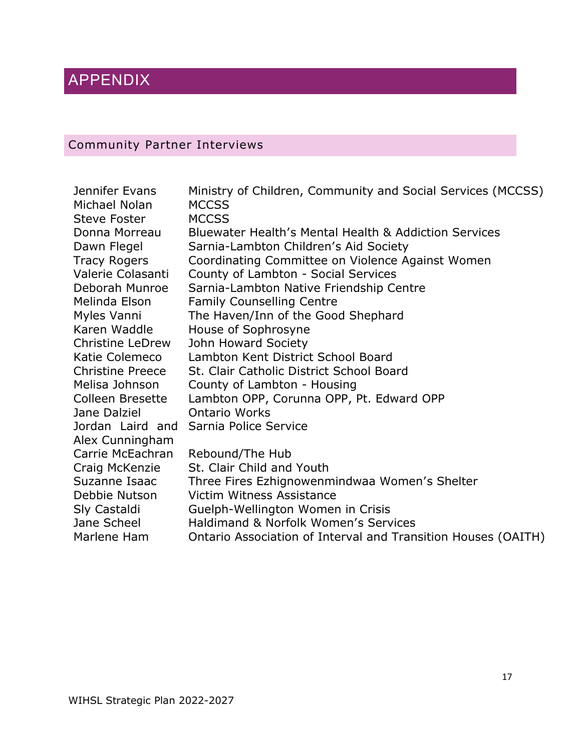# APPENDIX

## Community Partner Interviews

| | |
|---|---|
| Jennifer Evans | Ministry of Children, Community and Social Services (MCCSS) |
| Michael Nolan | MCCSS |
| Steve Foster | MCCSS |
| Donna Morreau | Bluewater Health's Mental Health & Addiction Services |
| Dawn Flegel | Sarnia-Lambton Children's Aid Society |
| Tracy Rogers | Coordinating Committee on Violence Against Women |
| Valerie Colasanti | County of Lambton - Social Services |
| Deborah Munroe | Sarnia-Lambton Native Friendship Centre |
| Melinda Elson | Family Counselling Centre |
| Myles Vanni | The Haven/Inn of the Good Shephard |
| Karen Waddle | House of Sophrosyne |
| Christine LeDrew | John Howard Society |
| Katie Colemeco | Lambton Kent District School Board |
| Christine Preece | St. Clair Catholic District School Board |
| Melisa Johnson | County of Lambton - Housing |
| Colleen Bresette | Lambton OPP, Corunna OPP, Pt. Edward OPP |
| Jane Dalziel | Ontario Works |
| Jordan Laird and Alex Cunningham | Sarnia Police Service |
| Carrie McEachran | Rebound/The Hub |
| Craig McKenzie | St. Clair Child and Youth |
| Suzanne Isaac | Three Fires Ezhignowenmindwaa Women's Shelter |
| Debbie Nutson | Victim Witness Assistance |
| Sly Castaldi | Guelph-Wellington Women in Crisis |
| Jane Scheel | Haldimand & Norfolk Women's Services |
| Marlene Ham | Ontario Association of Interval and Transition Houses (OAITH) |